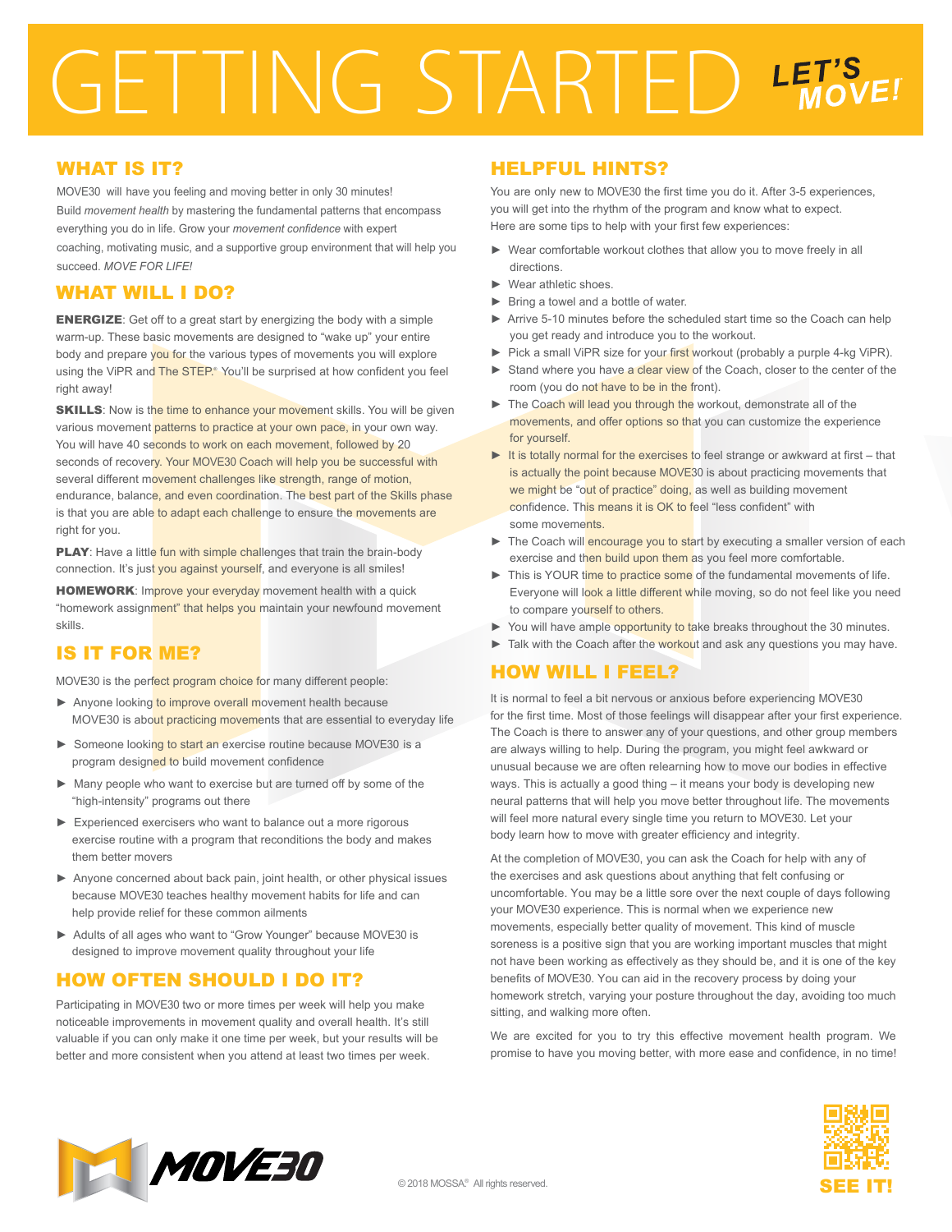# GETTING STARTED LET'S MOVE!

## WHAT IS IT?

MOVE30 will have you feeling and moving better in only 30 minutes! Build *movement health* by mastering the fundamental patterns that encompass everything you do in life. Grow your *movement confidence* with expert coaching, motivating music, and a supportive group environment that will help you succeed. *MOVE FOR LIFE!*

## WHAT WILL I DO?

**ENERGIZE**: Get off to a great start by energizing the body with a simple warm-up. These basic movements are designed to "wake up" your entire body and prepare you for the various types of movements you will explore using the ViPR and The STEP.® You'll be surprised at how confident you feel right away!

**SKILLS**: Now is the time to enhance your movement skills. You will be given various movement patterns to practice at your own pace, in your own way. You will have 40 seconds to work on each movement, followed by 20 seconds of recovery. Your MOVE30 Coach will help you be successful with several different movement challenges like strength, range of motion, endurance, balance, and even coordination. The best part of the Skills phase is that you are able to adapt each challenge to ensure the movements are right for you.

**PLAY**: Have a little fun with simple challenges that train the brain-body connection. It's just you against yourself, and everyone is all smiles!

**HOMEWORK**: Improve your everyday movement health with a quick "homework assignment" that helps you maintain your newfound movement skills.

## IS IT FOR ME?

MOVE30 is the perfect program choice for many different people:

- Anyone looking to improve overall movement health because MOVE30 is about practicing movements that are essential to everyday life
- Someone looking to start an exercise routine because MOVE30 is a program designed to build movement confidence
- Many people who want to exercise but are turned off by some of the "high-intensity" programs out there
- Experienced exercisers who want to balance out a more rigorous exercise routine with a program that reconditions the body and makes them better movers
- Anyone concerned about back pain, joint health, or other physical issues because MOVE30 teaches healthy movement habits for life and can help provide relief for these common ailments
- Adults of all ages who want to "Grow Younger" because MOVE30 is designed to improve movement quality throughout your life

## HOW OFTEN SHOULD I DO IT?

Participating in MOVE30 two or more times per week will help you make noticeable improvements in movement quality and overall health. It's still valuable if you can only make it one time per week, but your results will be better and more consistent when you attend at least two times per week.

## HELPFUL HINTS?

You are only new to MOVE30 the first time you do it. After 3-5 experiences, you will get into the rhythm of the program and know what to expect. Here are some tips to help with your first few experiences:

- Wear comfortable workout clothes that allow you to move freely in all directions.
- Wear athletic shoes.
- Bring a towel and a bottle of water.
- Arrive 5-10 minutes before the scheduled start time so the Coach can help you get ready and introduce you to the workout.
- Pick a small ViPR size for your first workout (probably a purple 4-kg ViPR).
- Stand where you have a clear view of the Coach, closer to the center of the room (you do not have to be in the front).
- The Coach will lead you through the workout, demonstrate all of the movements, and offer options so that you can customize the experience for yourself.
- It is totally normal for the exercises to feel strange or awkward at first – that is actually the point because MOVE30 is about practicing movements that we might be "out of practice" doing, as well as building movement confidence. This means it is OK to feel "less confident" with some movements.
- The Coach will encourage you to start by executing a smaller version of each exercise and then build upon them as you feel more comfortable.
- This is YOUR time to practice some of the fundamental movements of life. Everyone will look a little different while moving, so do not feel like you need to compare yourself to others.
- You will have ample opportunity to take breaks throughout the 30 minutes.
- Talk with the Coach after the workout and ask any questions you may have.

## HOW WILL I FEEL?

It is normal to feel a bit nervous or anxious before experiencing MOVE30 for the first time. Most of those feelings will disappear after your first experience. The Coach is there to answer any of your questions, and other group members are always willing to help. During the program, you might feel awkward or unusual because we are often relearning how to move our bodies in effective ways. This is actually a good thing – it means your body is developing new neural patterns that will help you move better throughout life. The movements will feel more natural every single time you return to MOVE30. Let your body learn how to move with greater efficiency and integrity.

At the completion of MOVE30, you can ask the Coach for help with any of the exercises and ask questions about anything that felt confusing or uncomfortable. You may be a little sore over the next couple of days following your MOVE30 experience. This is normal when we experience new movements, especially better quality of movement. This kind of muscle soreness is a positive sign that you are working important muscles that might not have been working as effectively as they should be, and it is one of the key benefits of MOVE30. You can aid in the recovery process by doing your homework stretch, varying your posture throughout the day, avoiding too much sitting, and walking more often.

We are excited for you to try this effective movement health program. We promise to have you moving better, with more ease and confidence, in no time!

MOVE30

© 2018 MOSSA® All rights reserved.

SEE IT!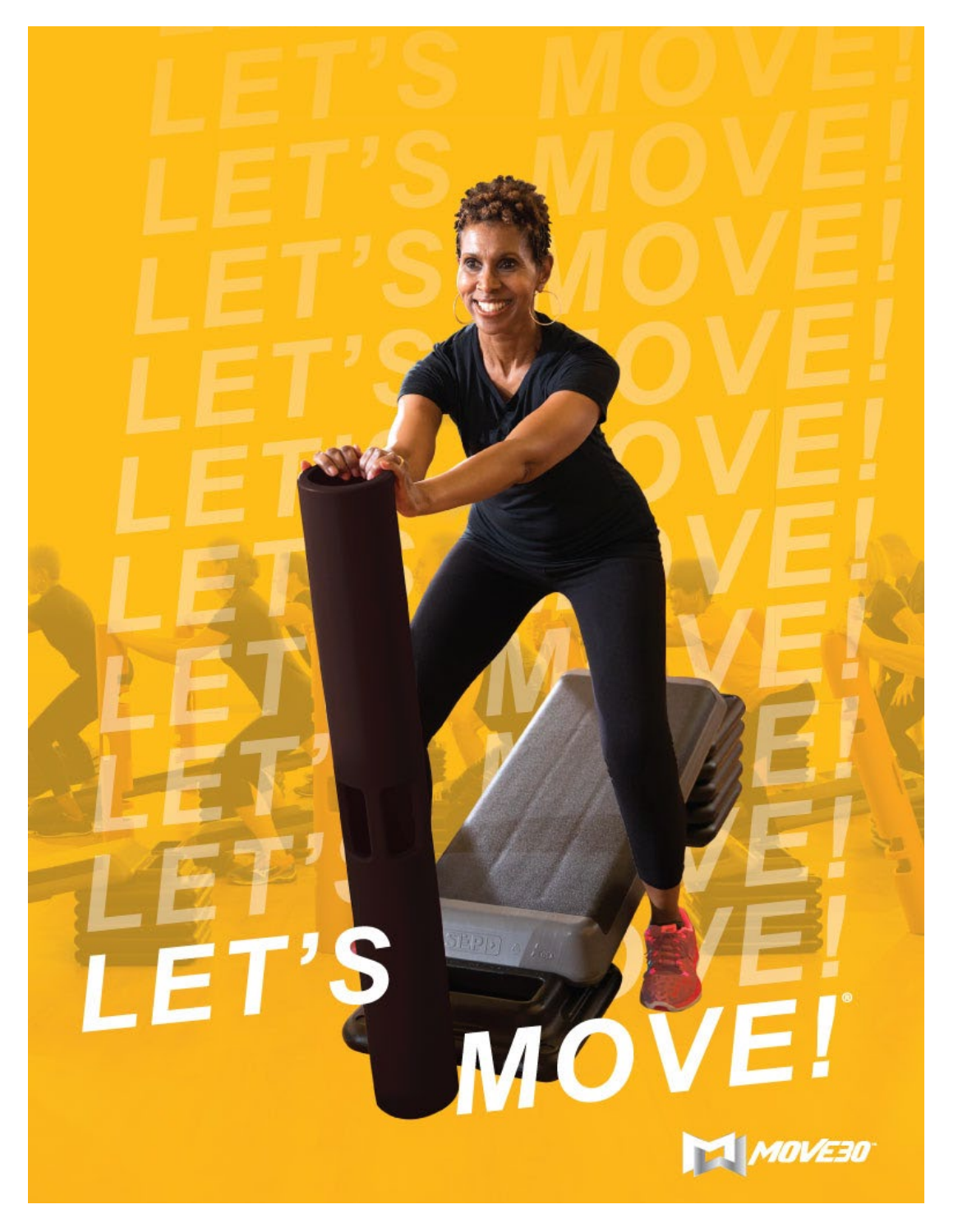LET'S MOVE!®

MOVE30™